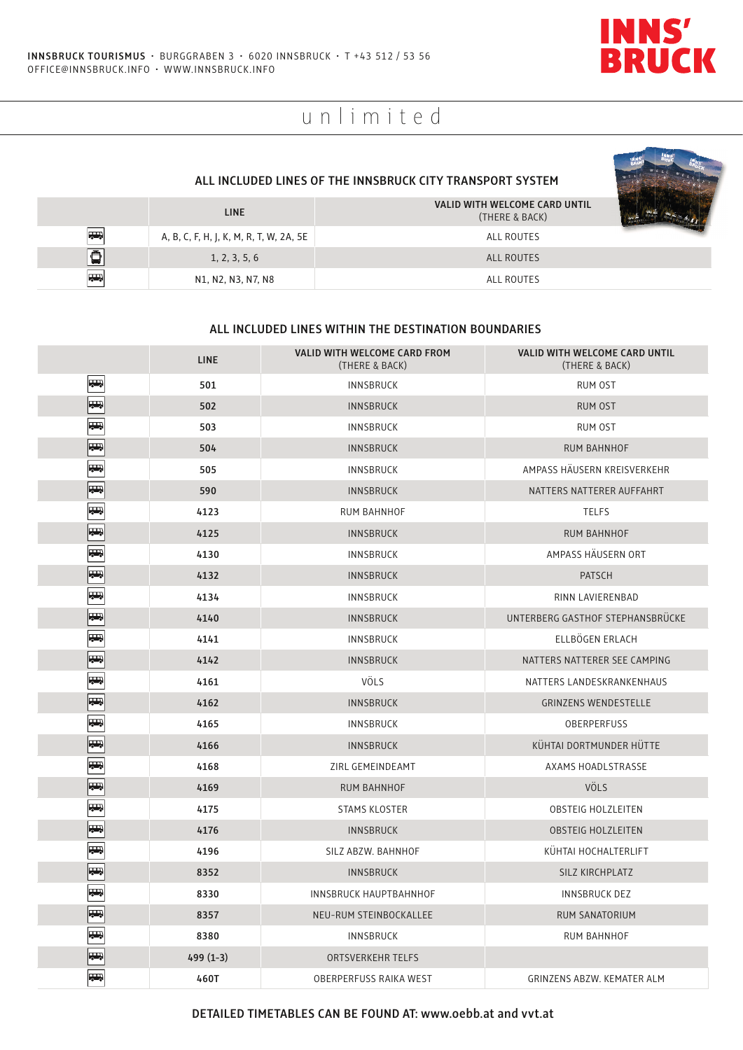**INNSBRUCK TOURISMUS** · BURGGRABEN 3 · 6020 INNSBRUCK · T +43 512 / 53 56
OFFICE@INNSBRUCK.INFO · WWW.INNSBRUCK.INFO

INNS' BRUCK

# unlimited

## ALL INCLUDED LINES OF THE INNSBRUCK CITY TRANSPORT SYSTEM

| | LINE | VALID WITH WELCOME CARD UNTIL (THERE & BACK) |
|---|---|---|
| Bus | A, B, C, F, H, J, K, M, R, T, W, 2A, 5E | ALL ROUTES |
| Tram | 1, 2, 3, 5, 6 | ALL ROUTES |
| Bus | N1, N2, N3, N7, N8 | ALL ROUTES |

## ALL INCLUDED LINES WITHIN THE DESTINATION BOUNDARIES

| | LINE | VALID WITH WELCOME CARD FROM (THERE & BACK) | VALID WITH WELCOME CARD UNTIL (THERE & BACK) |
|---|---|---|---|
| Bus | 501 | INNSBRUCK | RUM OST |
| Bus | 502 | INNSBRUCK | RUM OST |
| Bus | 503 | INNSBRUCK | RUM OST |
| Bus | 504 | INNSBRUCK | RUM BAHNHOF |
| Bus | 505 | INNSBRUCK | AMPASS HÄUSERN KREISVERKEHR |
| Bus | 590 | INNSBRUCK | NATTERS NATTERER AUFFAHRT |
| Bus | 4123 | RUM BAHNHOF | TELFS |
| Bus | 4125 | INNSBRUCK | RUM BAHNHOF |
| Bus | 4130 | INNSBRUCK | AMPASS HÄUSERN ORT |
| Bus | 4132 | INNSBRUCK | PATSCH |
| Bus | 4134 | INNSBRUCK | RINN LAVIERENBAD |
| Bus | 4140 | INNSBRUCK | UNTERBERG GASTHOF STEPHANSBRÜCKE |
| Bus | 4141 | INNSBRUCK | ELLBÖGEN ERLACH |
| Bus | 4142 | INNSBRUCK | NATTERS NATTERER SEE CAMPING |
| Bus | 4161 | VÖLS | NATTERS LANDESKRANKENHAUS |
| Bus | 4162 | INNSBRUCK | GRINZENS WENDESTELLE |
| Bus | 4165 | INNSBRUCK | OBERPERFUSS |
| Bus | 4166 | INNSBRUCK | KÜHTAI DORTMUNDER HÜTTE |
| Bus | 4168 | ZIRL GEMEINDEAMT | AXAMS HOADLSTRASSE |
| Bus | 4169 | RUM BAHNHOF | VÖLS |
| Bus | 4175 | STAMS KLOSTER | OBSTEIG HOLZLEITEN |
| Bus | 4176 | INNSBRUCK | OBSTEIG HOLZLEITEN |
| Bus | 4196 | SILZ ABZW. BAHNHOF | KÜHTAI HOCHALTERLIFT |
| Bus | 8352 | INNSBRUCK | SILZ KIRCHPLATZ |
| Bus | 8330 | INNSBRUCK HAUPTBAHNHOF | INNSBRUCK DEZ |
| Bus | 8357 | NEU-RUM STEINBOCKALLEE | RUM SANATORIUM |
| Bus | 8380 | INNSBRUCK | RUM BAHNHOF |
| Bus | 499 (1-3) | ORTSVERKEHR TELFS | |
| Bus | 460T | OBERPERFUSS RAIKA WEST | GRINZENS ABZW. KEMATER ALM |

DETAILED TIMETABLES CAN BE FOUND AT: www.oebb.at and vvt.at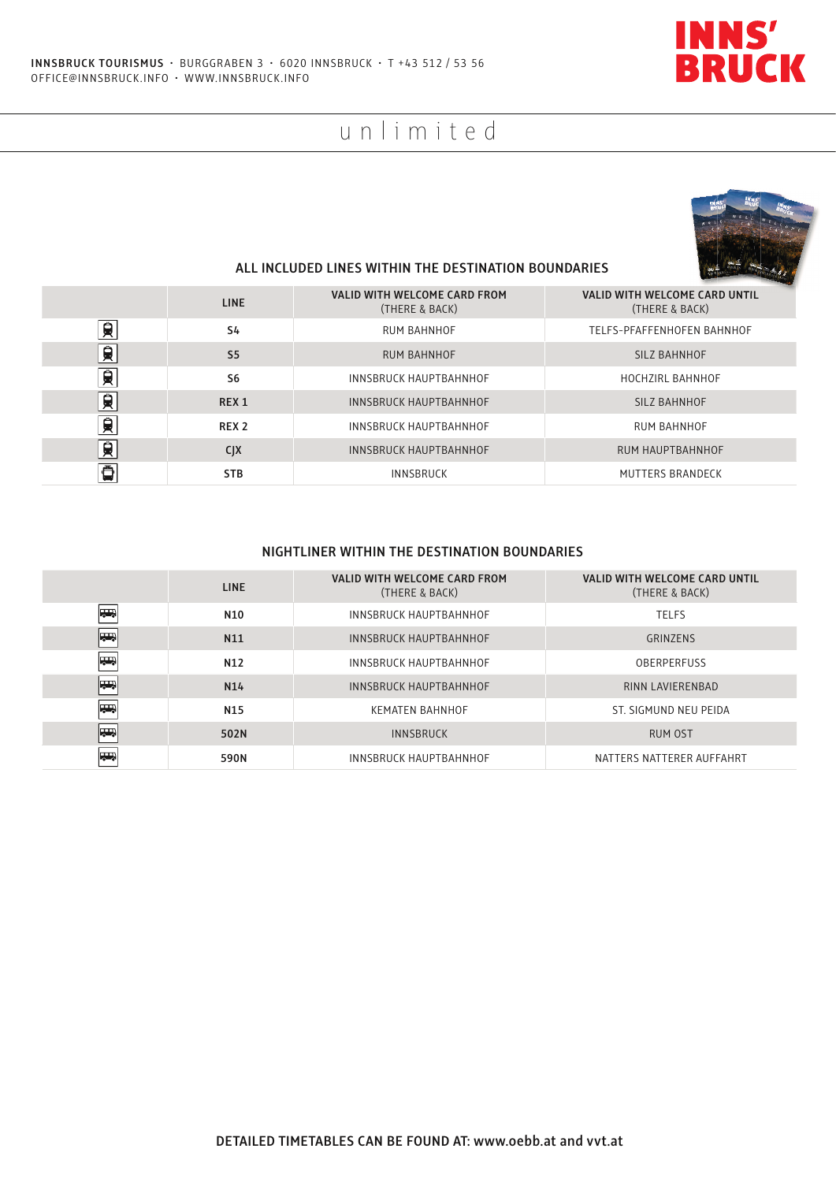INNSBRUCK TOURISMUS · BURGGRABEN 3 · 6020 INNSBRUCK · T +43 512 / 53 56
OFFICE@INNSBRUCK.INFO · WWW.INNSBRUCK.INFO

# unlimited

## ALL INCLUDED LINES WITHIN THE DESTINATION BOUNDARIES

| | LINE | VALID WITH WELCOME CARD FROM (THERE & BACK) | VALID WITH WELCOME CARD UNTIL (THERE & BACK) |
|---|---|---|---|
| | S4 | RUM BAHNHOF | TELFS-PFAFFENHOFEN BAHNHOF |
| | S5 | RUM BAHNHOF | SILZ BAHNHOF |
| | S6 | INNSBRUCK HAUPTBAHNHOF | HOCHZIRL BAHNHOF |
| | REX 1 | INNSBRUCK HAUPTBAHNHOF | SILZ BAHNHOF |
| | REX 2 | INNSBRUCK HAUPTBAHNHOF | RUM BAHNHOF |
| | CJX | INNSBRUCK HAUPTBAHNHOF | RUM HAUPTBAHNHOF |
| | STB | INNSBRUCK | MUTTERS BRANDECK |

## NIGHTLINER WITHIN THE DESTINATION BOUNDARIES

| | LINE | VALID WITH WELCOME CARD FROM (THERE & BACK) | VALID WITH WELCOME CARD UNTIL (THERE & BACK) |
|---|---|---|---|
| | N10 | INNSBRUCK HAUPTBAHNHOF | TELFS |
| | N11 | INNSBRUCK HAUPTBAHNHOF | GRINZENS |
| | N12 | INNSBRUCK HAUPTBAHNHOF | OBERPERFUSS |
| | N14 | INNSBRUCK HAUPTBAHNHOF | RINN LAVIERENBAD |
| | N15 | KEMATEN BAHNHOF | ST. SIGMUND NEU PEIDA |
| | 502N | INNSBRUCK | RUM OST |
| | 590N | INNSBRUCK HAUPTBAHNHOF | NATTERS NATTERER AUFFAHRT |

DETAILED TIMETABLES CAN BE FOUND AT: www.oebb.at and vvt.at